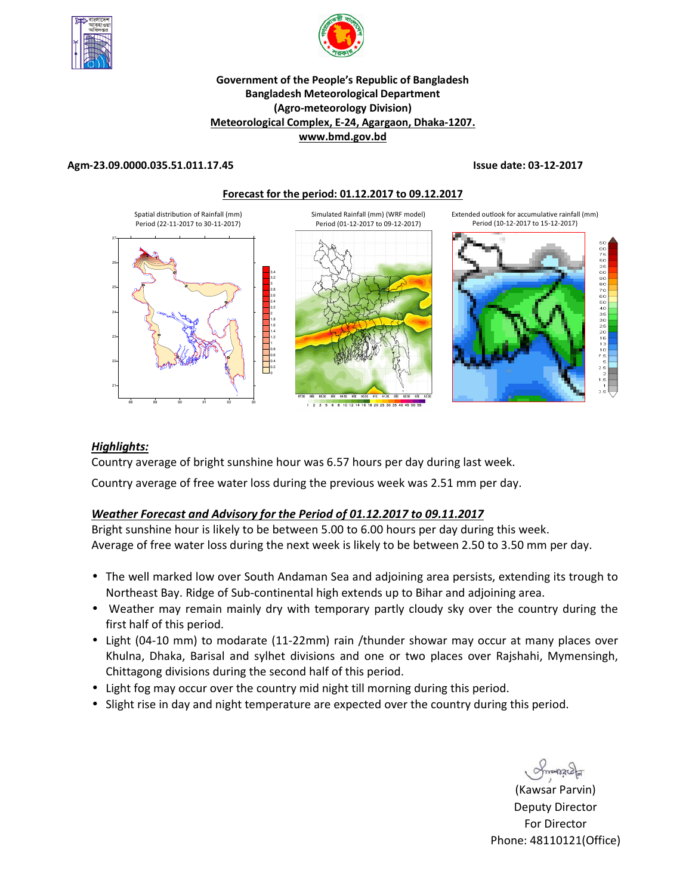**Government of the People's Republic of Bangladesh**
**Bangladesh Meteorological Department**
**(Agro-meteorology Division)**
**Meteorological Complex, E-24, Agargaon, Dhaka-1207.**
**www.bmd.gov.bd**

**Agm-23.09.0000.035.51.011.17.45** **Issue date: 03-12-2017**

**Forecast for the period: 01.12.2017 to 09.12.2017**

Spatial distribution of Rainfall (mm) Period (22-11-2017 to 30-11-2017)

Simulated Rainfall (mm) (WRF model) Period (01-12-2017 to 09-12-2017)

Extended outlook for accumulative rainfall (mm) Period (10-12-2017 to 15-12-2017)

## *Highlights:*

Country average of bright sunshine hour was 6.57 hours per day during last week.

Country average of free water loss during the previous week was 2.51 mm per day.

### *Weather Forecast and Advisory for the Period of 01.12.2017 to 09.11.2017*

Bright sunshine hour is likely to be between 5.00 to 6.00 hours per day during this week.
Average of free water loss during the next week is likely to be between 2.50 to 3.50 mm per day.

- The well marked low over South Andaman Sea and adjoining area persists, extending its trough to Northeast Bay. Ridge of Sub-continental high extends up to Bihar and adjoining area.
- Weather may remain mainly dry with temporary partly cloudy sky over the country during the first half of this period.
- Light (04-10 mm) to modarate (11-22mm) rain /thunder showar may occur at many places over Khulna, Dhaka, Barisal and sylhet divisions and one or two places over Rajshahi, Mymensingh, Chittagong divisions during the second half of this period.
- Light fog may occur over the country mid night till morning during this period.
- Slight rise in day and night temperature are expected over the country during this period.

(Kawsar Parvin)
Deputy Director
For Director
Phone: 48110121(Office)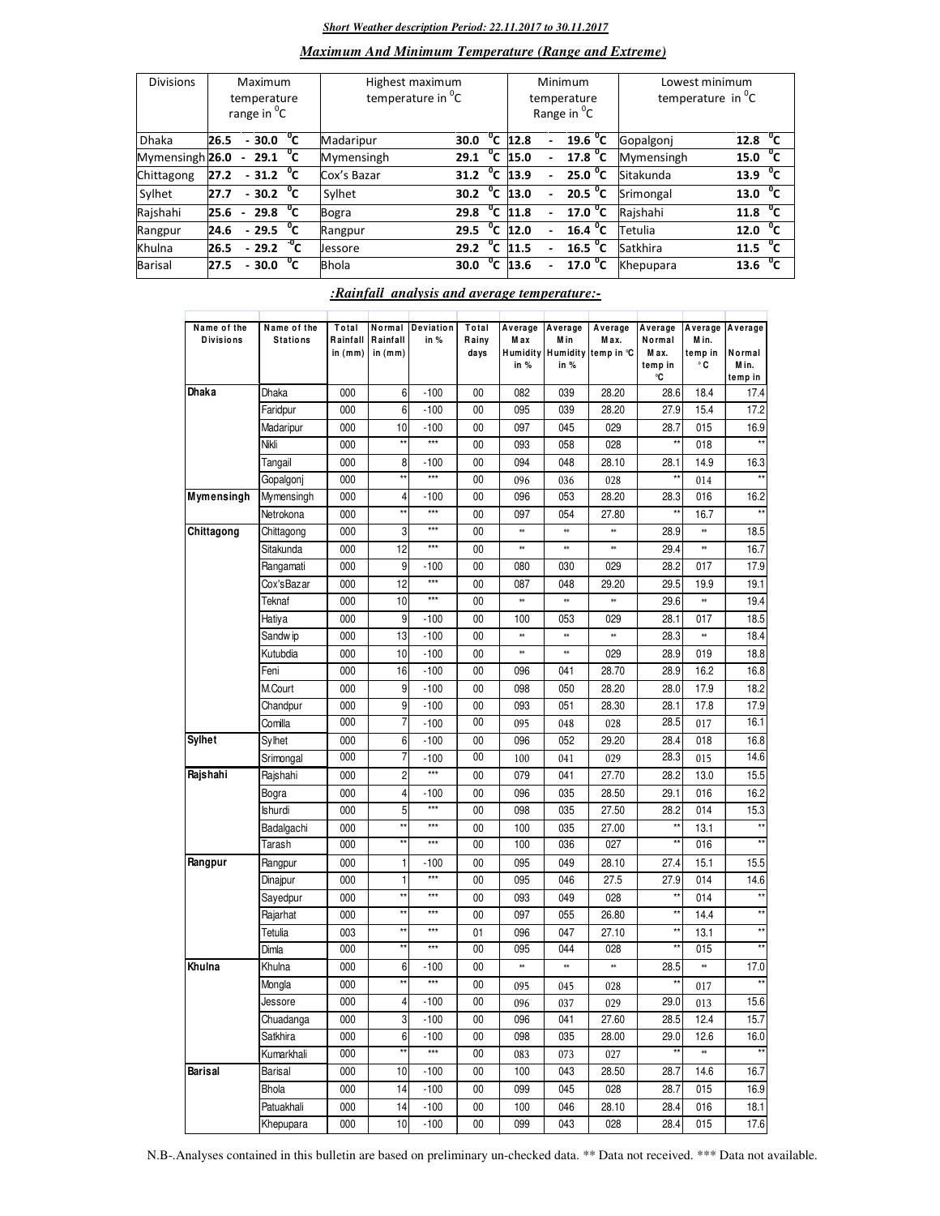***Short Weather description Period: 22.11.2017 to 30.11.2017***

## *Maximum And Minimum Temperature (Range and Extreme)*

| Divisions | Maximum temperature range in $^0$C | Highest maximum temperature in $^0$C | | Minimum temperature Range in $^0$C | Lowest minimum temperature in $^0$C | |
|---|---|---|---|---|---|---|
| Dhaka | 26.5 - 30.0 $^0$C | Madaripur | 30.0 $^0$C | 12.8 - 19.6 $^0$C | Gopalgonj | 12.8 $^0$C |
| Mymensingh | 26.0 - 29.1 $^0$C | Mymensingh | 29.1 $^0$C | 15.0 - 17.8 $^0$C | Mymensingh | 15.0 $^0$C |
| Chittagong | 27.2 - 31.2 $^0$C | Cox's Bazar | 31.2 $^0$C | 13.9 - 25.0 $^0$C | Sitakunda | 13.9 $^0$C |
| Sylhet | 27.7 - 30.2 $^0$C | Sylhet | 30.2 $^0$C | 13.0 - 20.5 $^0$C | Srimongal | 13.0 $^0$C |
| Rajshahi | 25.6 - 29.8 $^0$C | Bogra | 29.8 $^0$C | 11.8 - 17.0 $^0$C | Rajshahi | 11.8 $^0$C |
| Rangpur | 24.6 - 29.5 $^0$C | Rangpur | 29.5 $^0$C | 12.0 - 16.4 $^0$C | Tetulia | 12.0 $^0$C |
| Khulna | 26.5 - 29.2 $^0$C | Jessore | 29.2 $^0$C | 11.5 - 16.5 $^0$C | Satkhira | 11.5 $^0$C |
| Barisal | 27.5 - 30.0 $^0$C | Bhola | 30.0 $^0$C | 13.6 - 17.0 $^0$C | Khepupara | 13.6 $^0$C |

## *:Rainfall analysis and average temperature:-*

| Name of the Divisions | Name of the Stations | Total Rainfall in (mm) | Normal Rainfall in (mm) | Deviation in % | Total Rainy days | Average Max Humidity in % | Average Min Humidity in % | Average Max. temp in °C | Average Normal Max. temp in °C | Average Min. temp in ° C | Average Normal Min. temp in |
|---|---|---|---|---|---|---|---|---|---|---|---|
| **Dhaka** | Dhaka | 000 | 6 | -100 | 00 | 082 | 039 | 28.20 | 28.6 | 18.4 | 17.4 |
| | Faridpur | 000 | 6 | -100 | 00 | 095 | 039 | 28.20 | 27.9 | 15.4 | 17.2 |
| | Madaripur | 000 | 10 | -100 | 00 | 097 | 045 | 029 | 28.7 | 015 | 16.9 |
| | Nikli | 000 | ** | *** | 00 | 093 | 058 | 028 | ** | 018 | ** |
| | Tangail | 000 | 8 | -100 | 00 | 094 | 048 | 28.10 | 28.1 | 14.9 | 16.3 |
| | Gopalgonj | 000 | ** | *** | 00 | 096 | 036 | 028 | ** | 014 | ** |
| **Mymensingh** | Mymensingh | 000 | 4 | -100 | 00 | 096 | 053 | 28.20 | 28.3 | 016 | 16.2 |
| | Netrokona | 000 | ** | *** | 00 | 097 | 054 | 27.80 | ** | 16.7 | ** |
| **Chittagong** | Chittagong | 000 | 3 | *** | 00 | ** | ** | ** | 28.9 | ** | 18.5 |
| | Sitakunda | 000 | 12 | *** | 00 | ** | ** | ** | 29.4 | ** | 16.7 |
| | Rangamati | 000 | 9 | -100 | 00 | 080 | 030 | 029 | 28.2 | 017 | 17.9 |
| | Cox'sBazar | 000 | 12 | *** | 00 | 087 | 048 | 29.20 | 29.5 | 19.9 | 19.1 |
| | Teknaf | 000 | 10 | *** | 00 | ** | ** | ** | 29.6 | ** | 19.4 |
| | Hatiya | 000 | 9 | -100 | 00 | 100 | 053 | 029 | 28.1 | 017 | 18.5 |
| | Sandwip | 000 | 13 | -100 | 00 | ** | ** | ** | 28.3 | ** | 18.4 |
| | Kutubdia | 000 | 10 | -100 | 00 | ** | ** | 029 | 28.9 | 019 | 18.8 |
| | Feni | 000 | 16 | -100 | 00 | 096 | 041 | 28.70 | 28.9 | 16.2 | 16.8 |
| | M.Court | 000 | 9 | -100 | 00 | 098 | 050 | 28.20 | 28.0 | 17.9 | 18.2 |
| | Chandpur | 000 | 9 | -100 | 00 | 093 | 051 | 28.30 | 28.1 | 17.8 | 17.9 |
| | Comilla | 000 | 7 | -100 | 00 | 095 | 048 | 028 | 28.5 | 017 | 16.1 |
| **Sylhet** | Sylhet | 000 | 6 | -100 | 00 | 096 | 052 | 29.20 | 28.4 | 018 | 16.8 |
| | Srimongal | 000 | 7 | -100 | 00 | 100 | 041 | 029 | 28.3 | 015 | 14.6 |
| **Rajshahi** | Rajshahi | 000 | 2 | *** | 00 | 079 | 041 | 27.70 | 28.2 | 13.0 | 15.5 |
| | Bogra | 000 | 4 | -100 | 00 | 096 | 035 | 28.50 | 29.1 | 016 | 16.2 |
| | Ishurdi | 000 | 5 | *** | 00 | 098 | 035 | 27.50 | 28.2 | 014 | 15.3 |
| | Badalgachi | 000 | ** | *** | 00 | 100 | 035 | 27.00 | ** | 13.1 | ** |
| | Tarash | 000 | ** | *** | 00 | 100 | 036 | 027 | ** | 016 | ** |
| **Rangpur** | Rangpur | 000 | 1 | -100 | 00 | 095 | 049 | 28.10 | 27.4 | 15.1 | 15.5 |
| | Dinajpur | 000 | 1 | *** | 00 | 095 | 046 | 27.5 | 27.9 | 014 | 14.6 |
| | Sayedpur | 000 | ** | *** | 00 | 093 | 049 | 028 | ** | 014 | ** |
| | Rajarhat | 000 | ** | *** | 00 | 097 | 055 | 26.80 | ** | 14.4 | ** |
| | Tetulia | 003 | ** | *** | 01 | 096 | 047 | 27.10 | ** | 13.1 | ** |
| | Dimla | 000 | ** | *** | 00 | 095 | 044 | 028 | ** | 015 | ** |
| **Khulna** | Khulna | 000 | 6 | -100 | 00 | ** | ** | ** | 28.5 | ** | 17.0 |
| | Mongla | 000 | ** | *** | 00 | 095 | 045 | 028 | ** | 017 | ** |
| | Jessore | 000 | 4 | -100 | 00 | 096 | 037 | 029 | 29.0 | 013 | 15.6 |
| | Chuadanga | 000 | 3 | -100 | 00 | 096 | 041 | 27.60 | 28.5 | 12.4 | 15.7 |
| | Satkhira | 000 | 6 | -100 | 00 | 098 | 035 | 28.00 | 29.0 | 12.6 | 16.0 |
| | Kumarkhali | 000 | ** | *** | 00 | 083 | 073 | 027 | ** | ** | ** |
| **Barisal** | Barisal | 000 | 10 | -100 | 00 | 100 | 043 | 28.50 | 28.7 | 14.6 | 16.7 |
| | Bhola | 000 | 14 | -100 | 00 | 099 | 045 | 028 | 28.7 | 015 | 16.9 |
| | Patuakhali | 000 | 14 | -100 | 00 | 100 | 046 | 28.10 | 28.4 | 016 | 18.1 |
| | Khepupara | 000 | 10 | -100 | 00 | 099 | 043 | 028 | 28.4 | 015 | 17.6 |

N.B-.Analyses contained in this bulletin are based on preliminary un-checked data. ** Data not received. *** Data not available.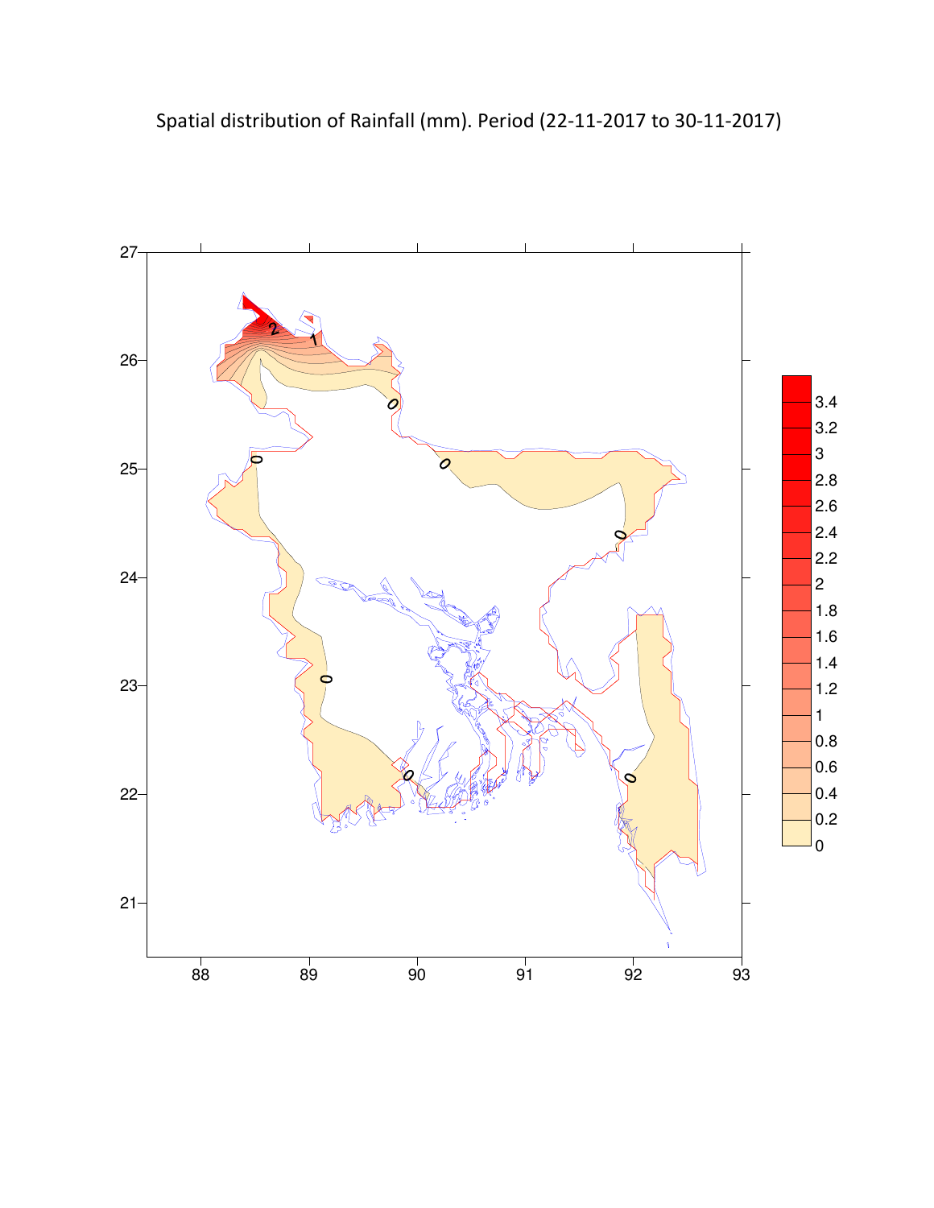Spatial distribution of Rainfall (mm). Period (22-11-2017 to 30-11-2017)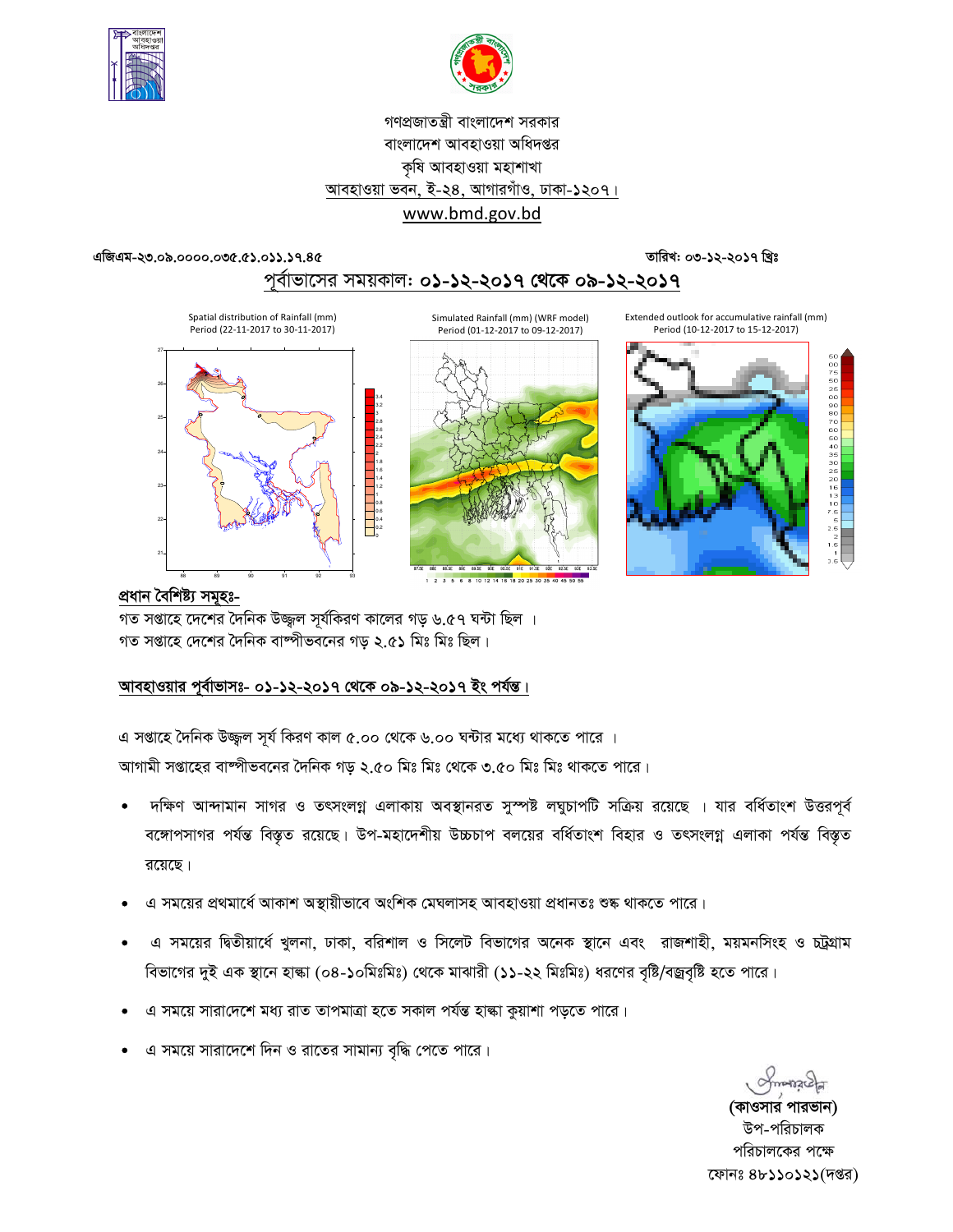গণপ্রজাতন্ত্রী বাংলাদেশ সরকার
বাংলাদেশ আবহাওয়া অধিদপ্তর
কৃষি আবহাওয়া মহাশাখা
আবহাওয়া ভবন, ই-২৪, আগারগাঁও, ঢাকা-১২০৭।
www.bmd.gov.bd

এজিএম-২৩.০৯.০০০০.০৩৫.৫১.০১১.১৭.৪৫ তারিখ: ০৩-১২-২০১৭ খ্রিঃ

## পূর্বাভাসের সময়কাল: ০১-১২-২০১৭ থেকে ০৯-১২-২০১৭

Spatial distribution of Rainfall (mm) Period (22-11-2017 to 30-11-2017)

Simulated Rainfall (mm) (WRF model) Period (01-12-2017 to 09-12-2017)

Extended outlook for accumulative rainfall (mm) Period (10-12-2017 to 15-12-2017)

### প্রধান বৈশিষ্ট্য সমূহঃ-

গত সপ্তাহে দেশের দৈনিক উজ্জ্বল সূর্যকিরণ কালের গড় ৬.৫৭ ঘন্টা ছিল ।
গত সপ্তাহে দেশের দৈনিক বাষ্পীভবনের গড় ২.৫১ মিঃ মিঃ ছিল।

### আবহাওয়ার পূর্বাভাসঃ- ০১-১২-২০১৭ থেকে ০৯-১২-২০১৭ ইং পর্যন্ত।

এ সপ্তাহে দৈনিক উজ্জ্বল সূর্য কিরণ কাল ৫.০০ থেকে ৬.০০ ঘন্টার মধ্যে থাকতে পারে ।
আগামী সপ্তাহের বাষ্পীভবনের দৈনিক গড় ২.৫০ মিঃ মিঃ থেকে ৩.৫০ মিঃ মিঃ থাকতে পারে।

- দক্ষিণ আন্দামান সাগর ও তৎসংলগ্ন এলাকায় অবস্থানরত সুস্পষ্ট লঘুচাপটি সক্রিয় রয়েছে । যার বর্ধিতাংশ উত্তরপূর্ব বঙ্গোপসাগর পর্যন্ত বিস্তৃত রয়েছে। উপ-মহাদেশীয় উচ্চচাপ বলয়ের বর্ধিতাংশ বিহার ও তৎসংলগ্ন এলাকা পর্যন্ত বিস্তৃত রয়েছে।
- এ সময়ের প্রথমার্ধে আকাশ অস্থায়ীভাবে অংশিক মেঘলাসহ আবহাওয়া প্রধানতঃ শুষ্ক থাকতে পারে।
- এ সময়ের দ্বিতীয়ার্ধে খুলনা, ঢাকা, বরিশাল ও সিলেট বিভাগের অনেক স্থানে এবং রাজশাহী, ময়মনসিংহ ও চট্রগ্রাম বিভাগের দুই এক স্থানে হাল্কা (০৪-১০মিঃমিঃ) থেকে মাঝারী (১১-২২ মিঃমিঃ) ধরণের বৃষ্টি/বজ্রবৃষ্টি হতে পারে।
- এ সময়ে সারাদেশে মধ্য রাত তাপমাত্রা হতে সকাল পর্যন্ত হাল্কা কুয়াশা পড়তে পারে।
- এ সময়ে সারাদেশে দিন ও রাতের সামান্য বৃদ্ধি পেতে পারে।

**(কাওসার পারভান)**
উপ-পরিচালক
পরিচালকের পক্ষে
ফোনঃ ৪৮১১০১২১(দপ্তর)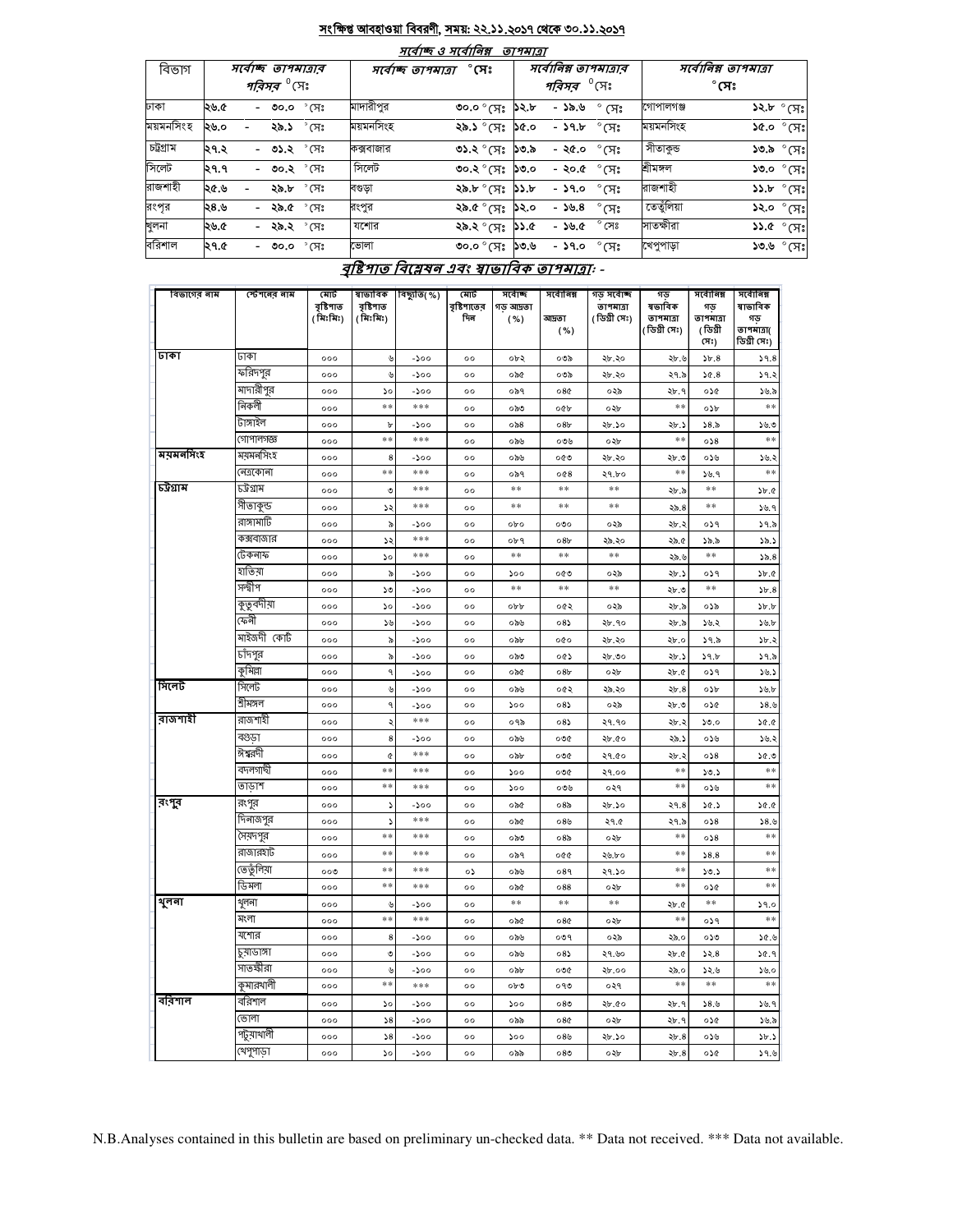## সংক্ষিপ্ত আবহাওয়া বিবরণী, সময়: ২২.১১.২০১৭ থেকে ৩০.১১.২০১৭

### সর্বোচ্চ ও সর্বোনিম্ন তাপমাত্রা

| বিভাগ | সর্বোচ্চ তাপমাত্রার পরিসর ⁰সেঃ | সর্বোচ্চ তাপমাত্রা ⁰সেঃ | | সর্বোনিম্ন তাপমাত্রার পরিসর ⁰সেঃ | সর্বোনিম্ন তাপমাত্রা ⁰সেঃ | |
|---|---|---|---|---|---|---|
| ঢাকা | ২৬.৫ - ৩০.০ °সেঃ | মাদারীপুর | ৩০.০ °সেঃ | ১২.৮ - ১৯.৬ °সেঃ | গোপালগঞ্জ | ১২.৮ °সেঃ |
| ময়মনসিংহ | ২৬.০ - ২৯.১ °সেঃ | ময়মনসিংহ | ২৯.১ °সেঃ | ১৫.০ - ১৭.৮ °সেঃ | ময়মনসিংহ | ১৫.০ °সেঃ |
| চট্টগ্রাম | ২৭.২ - ৩১.২ °সেঃ | কক্সবাজার | ৩১.২ °সেঃ | ১৩.৯ - ২৫.০ °সেঃ | সীতাকুন্ড | ১৩.৯ °সেঃ |
| সিলেট | ২৭.৭ - ৩০.২ °সেঃ | সিলেট | ৩০.২ °সেঃ | ১৩.০ - ২০.৫ °সেঃ | শ্রীমঙ্গল | ১৩.০ °সেঃ |
| রাজশাহী | ২৫.৬ - ২৯.৮ °সেঃ | বগুড়া | ২৯.৮ °সেঃ | ১১.৮ - ১৭.০ °সেঃ | রাজশাহী | ১১.৮ °সেঃ |
| রংপুর | ২৪.৬ - ২৯.৫ °সেঃ | রংপুর | ২৯.৫ °সেঃ | ১২.০ - ১৬.৪ °সেঃ | তেতুঁলিয়া | ১২.০ °সেঃ |
| খুলনা | ২৬.৫ - ২৯.২ °সেঃ | যশোর | ২৯.২ °সেঃ | ১১.৫ - ১৬.৫ °সেঃ | সাতক্ষীরা | ১১.৫ °সেঃ |
| বরিশাল | ২৭.৫ - ৩০.০ °সেঃ | ভোলা | ৩০.০ °সেঃ | ১৩.৬ - ১৭.০ °সেঃ | খেপুপাড়া | ১৩.৬ °সেঃ |

### বৃষ্টিপাত বিশ্লেষন এবং স্বাভাবিক তাপমাত্রা: -

| বিভাগের নাম | স্টেশনের নাম | মোট বৃষ্টিপাত (মিঃমিঃ) | স্বাভাবিক বৃষ্টিপাত (মিঃমিঃ) | বিচ্যুতি(%) | মোট বৃষ্টিপাতের দিন | সর্বোচ্চ গড় আদ্রতা (%) | সর্বোনিম্ন আদ্রতা (%) | গড় সর্বোচ্চ তাপমাত্রা (ডিগ্রী সেঃ) | গড় স্বাভাবিক তাপমাত্রা (ডিগ্রী সেঃ) | সর্বোনিম্ন গড় তাপমাত্রা (ডিগ্রী সেঃ) | সর্বোনিম্ন স্বাভাবিক গড় তাপমাত্রা( ডিগ্রী সেঃ) |
|---|---|---|---|---|---|---|---|---|---|---|---|
| ঢাকা | ঢাকা | ০০০ | ৬ | -১০০ | ০০ | ০৮২ | ০৩৯ | ২৮.২০ | ২৮.৬ | ১৮.৪ | ১৭.৪ |
| | ফরিদপুর | ০০০ | ৬ | -১০০ | ০০ | ০৯৫ | ০৩৯ | ২৮.২০ | ২৭.৯ | ১৫.৪ | ১৭.২ |
| | মাদারীপুর | ০০০ | ১০ | -১০০ | ০০ | ০৯৭ | ০৪৫ | ০২৯ | ২৮.৭ | ০১৫ | ১৬.৯ |
| | নিকলী | ০০০ | ** | *** | ০০ | ০৯৩ | ০৫৮ | ০২৮ | ** | ০১৮ | ** |
| | টাঙ্গাইল | ০০০ | ৮ | -১০০ | ০০ | ০৯৪ | ০৪৮ | ২৮.১০ | ২৮.১ | ১৪.৯ | ১৬.৩ |
| | গোপালগঞ্জ | ০০০ | ** | *** | ০০ | ০৯৬ | ০৩৬ | ০২৮ | ** | ০১৪ | ** |
| ময়মনসিংহ | ময়মনসিংহ | ০০০ | ৪ | -১০০ | ০০ | ০৯৬ | ০৫৩ | ২৮.২০ | ২৮.৩ | ০১৬ | ১৬.২ |
| | নেত্রকোনা | ০০০ | ** | *** | ০০ | ০৯৭ | ০৫৪ | ২৭.৮০ | ** | ১৬.৭ | ** |
| চট্টগ্রাম | চট্টগ্রাম | ০০০ | ৩ | *** | ০০ | ** | ** | ** | ২৮.৯ | ** | ১৮.৫ |
| | সীতাকুন্ড | ০০০ | ১২ | *** | ০০ | ** | ** | ** | ২৯.৪ | ** | ১৬.৭ |
| | রাঙ্গামাটি | ০০০ | ৯ | -১০০ | ০০ | ০৮০ | ০৩০ | ০২৯ | ২৮.২ | ০১৭ | ১৭.৯ |
| | কক্সবাজার | ০০০ | ১২ | *** | ০০ | ০৮৭ | ০৪৮ | ২৯.২০ | ২৯.৫ | ১৯.৯ | ১৯.১ |
| | টেকনাফ | ০০০ | ১০ | *** | ০০ | ** | ** | ** | ২৯.৬ | ** | ১৯.৪ |
| | হাতিয়া | ০০০ | ৯ | -১০০ | ০০ | ১০০ | ০৫৩ | ০২৯ | ২৮.১ | ০১৭ | ১৮.৫ |
| | সন্দ্বীপ | ০০০ | ১৩ | -১০০ | ০০ | ** | ** | ** | ২৮.৩ | ** | ১৮.৪ |
| | কুতুবদীয়া | ০০০ | ১০ | -১০০ | ০০ | ০৮৮ | ০৫২ | ০২৯ | ২৮.৯ | ০১৯ | ১৮.৮ |
| | ফেনী | ০০০ | ১৬ | -১০০ | ০০ | ০৯৬ | ০৪১ | ২৮.৭০ | ২৮.৯ | ১৬.২ | ১৬.৮ |
| | মাইজদী কোর্ট | ০০০ | ৯ | -১০০ | ০০ | ০৯৮ | ০৫০ | ২৮.২০ | ২৮.০ | ১৭.৯ | ১৮.২ |
| | চাঁদপুর | ০০০ | ৯ | -১০০ | ০০ | ০৯৩ | ০৫১ | ২৮.৩০ | ২৮.১ | ১৭.৮ | ১৭.৯ |
| | কুমিল্লা | ০০০ | ৭ | -১০০ | ০০ | ০৯৫ | ০৪৮ | ০২৮ | ২৮.৫ | ০১৭ | ১৬.১ |
| সিলেট | সিলেট | ০০০ | ৬ | -১০০ | ০০ | ০৯৬ | ০৫২ | ২৯.২০ | ২৮.৪ | ০১৮ | ১৬.৮ |
| | শ্রীমঙ্গল | ০০০ | ৭ | -১০০ | ০০ | ১০০ | ০৪১ | ০২৯ | ২৮.৩ | ০১৫ | ১৪.৬ |
| রাজশাহী | রাজশাহী | ০০০ | ২ | *** | ০০ | ০৭৯ | ০৪১ | ২৭.৭০ | ২৮.২ | ১৩.০ | ১৫.৫ |
| | বগুড়া | ০০০ | ৪ | -১০০ | ০০ | ০৯৬ | ০৩৫ | ২৮.৫০ | ২৯.১ | ০১৬ | ১৬.২ |
| | ঈশ্বরদী | ০০০ | ৫ | *** | ০০ | ০৯৮ | ০৩৫ | ২৭.৫০ | ২৮.২ | ০১৪ | ১৫.৩ |
| | বদলগাছী | ০০০ | ** | *** | ০০ | ১০০ | ০৩৫ | ২৭.০০ | ** | ১৩.১ | ** |
| | তাড়াশ | ০০০ | ** | *** | ০০ | ১০০ | ০৩৬ | ০২৭ | ** | ০১৬ | ** |
| রংপুর | রংপুর | ০০০ | ১ | -১০০ | ০০ | ০৯৫ | ০৪৯ | ২৮.১০ | ২৭.৪ | ১৫.১ | ১৫.৫ |
| | দিনাজপুর | ০০০ | ১ | *** | ০০ | ০৯৫ | ০৪৬ | ২৭.৫ | ২৭.৯ | ০১৪ | ১৪.৬ |
| | সৈয়দপুর | ০০০ | ** | *** | ০০ | ০৯৩ | ০৪৯ | ০২৮ | ** | ০১৪ | ** |
| | রাজারহাট | ০০০ | ** | *** | ০০ | ০৯৭ | ০৫৫ | ২৬.৮০ | ** | ১৪.৪ | ** |
| | তেতুঁলিয়া | ০০৩ | ** | *** | ০১ | ০৯৬ | ০৪৭ | ২৭.১০ | ** | ১৩.১ | ** |
| | ডিমলা | ০০০ | ** | *** | ০০ | ০৯৫ | ০৪৪ | ০২৮ | ** | ০১৫ | ** |
| খুলনা | খুলনা | ০০০ | ৬ | -১০০ | ০০ | ** | ** | ** | ২৮.৫ | ** | ১৭.০ |
| | মংলা | ০০০ | ** | *** | ০০ | ০৯৫ | ০৪৫ | ০২৮ | ** | ০১৭ | ** |
| | যশোর | ০০০ | ৪ | -১০০ | ০০ | ০৯৬ | ০৩৭ | ০২৯ | ২৯.০ | ০১৩ | ১৫.৬ |
| | চুয়াডাঙ্গা | ০০০ | ৩ | -১০০ | ০০ | ০৯৬ | ০৪১ | ২৭.৬০ | ২৮.৫ | ১২.৪ | ১৫.৭ |
| | সাতক্ষীরা | ০০০ | ৬ | -১০০ | ০০ | ০৯৮ | ০৩৫ | ২৮.০০ | ২৯.০ | ১২.৬ | ১৬.০ |
| | কুমারখালী | ০০০ | ** | *** | ০০ | ০৮৩ | ০৭৩ | ০২৭ | ** | ** | ** |
| বরিশাল | বরিশাল | ০০০ | ১০ | -১০০ | ০০ | ১০০ | ০৪৩ | ২৮.৫০ | ২৮.৭ | ১৪.৬ | ১৬.৭ |
| | ভোলা | ০০০ | ১৪ | -১০০ | ০০ | ০৯৯ | ০৪৫ | ০২৮ | ২৮.৭ | ০১৫ | ১৬.৯ |
| | পটুয়াখালী | ০০০ | ১৪ | -১০০ | ০০ | ১০০ | ০৪৬ | ২৮.১০ | ২৮.৪ | ০১৬ | ১৮.১ |
| | খেপুপাড়া | ০০০ | ১০ | -১০০ | ০০ | ০৯৯ | ০৪৩ | ০২৮ | ২৮.৪ | ০১৫ | ১৭.৬ |

N.B.Analyses contained in this bulletin are based on preliminary un-checked data. ** Data not received. *** Data not available.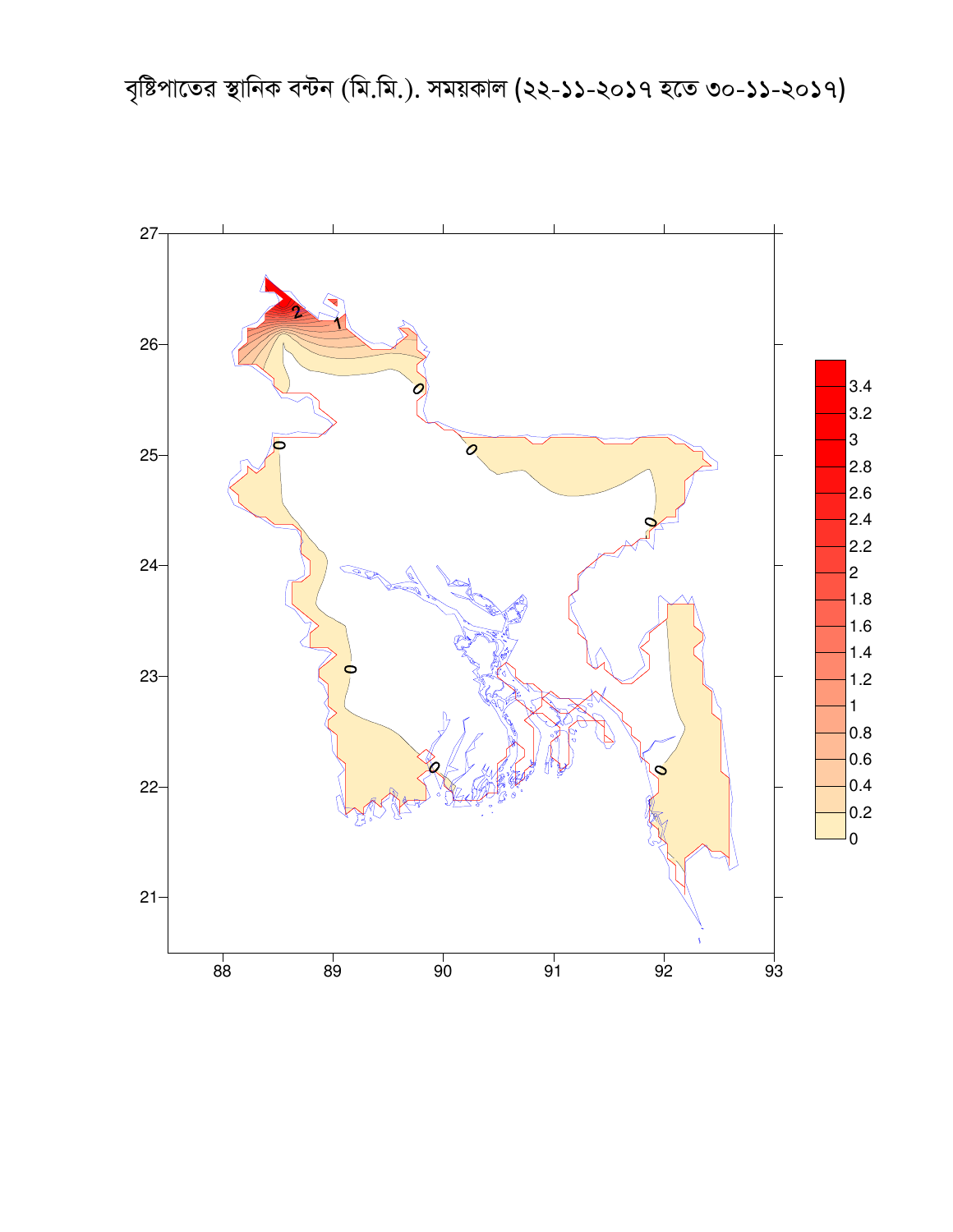# বৃষ্টিপাতের স্থানিক বন্টন (মি.মি.). সময়কাল (২২-১১-২০১৭ হতে ৩০-১১-২০১৭)

27
26
25
24
23
22
21

88
89
90
91
92
93

2
1
0
0
0
0
0
0
0

3.4
3.2
3
2.8
2.6
2.4
2.2
2
1.8
1.6
1.4
1.2
1
0.8
0.6
0.4
0.2
0